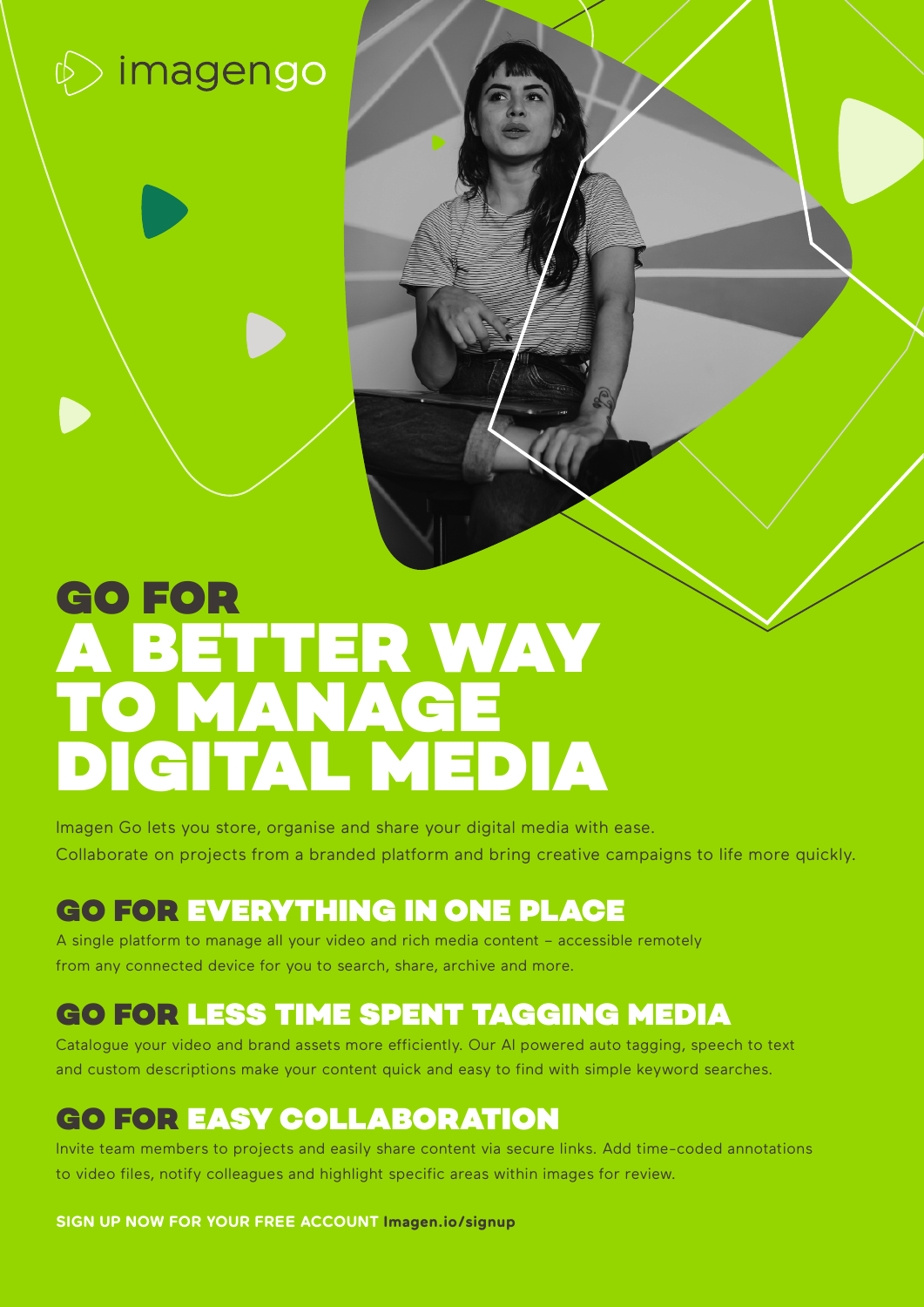imagengo

# GO FOR A BETTER WAY TO MANAGE DIGITAL MEDIA

Imagen Go lets you store, organise and share your digital media with ease.
Collaborate on projects from a branded platform and bring creative campaigns to life more quickly.

## GO FOR EVERYTHING IN ONE PLACE

A single platform to manage all your video and rich media content – accessible remotely from any connected device for you to search, share, archive and more.

## GO FOR LESS TIME SPENT TAGGING MEDIA

Catalogue your video and brand assets more efficiently. Our AI powered auto tagging, speech to text and custom descriptions make your content quick and easy to find with simple keyword searches.

## GO FOR EASY COLLABORATION

Invite team members to projects and easily share content via secure links. Add time-coded annotations to video files, notify colleagues and highlight specific areas within images for review.

**SIGN UP NOW FOR YOUR FREE ACCOUNT Imagen.io/signup**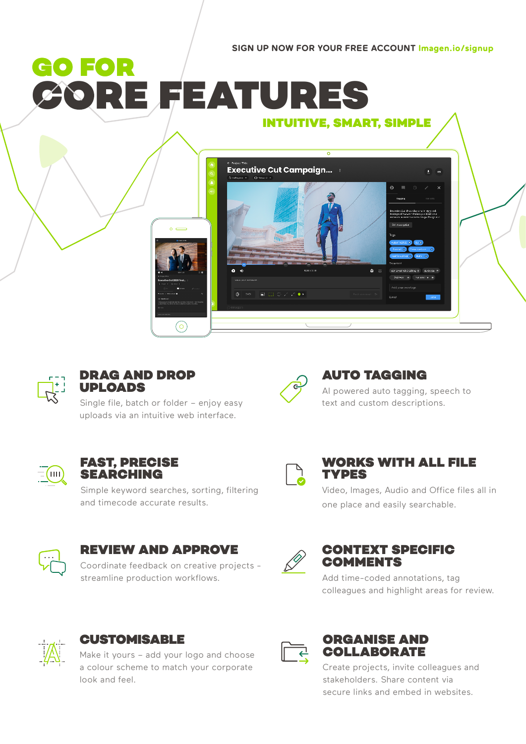SIGN UP NOW FOR YOUR FREE ACCOUNT Imagen.io/signup

# GO FOR CORE FEATURES

### INTUITIVE, SMART, SIMPLE

## DRAG AND DROP UPLOADS

Single file, batch or folder – enjoy easy uploads via an intuitive web interface.

## AUTO TAGGING

AI powered auto tagging, speech to text and custom descriptions.

## FAST, PRECISE SEARCHING

Simple keyword searches, sorting, filtering and timecode accurate results.

## WORKS WITH ALL FILE TYPES

Video, Images, Audio and Office files all in one place and easily searchable.

## REVIEW AND APPROVE

Coordinate feedback on creative projects - streamline production workflows.

## CONTEXT SPECIFIC COMMENTS

Add time-coded annotations, tag colleagues and highlight areas for review.

## CUSTOMISABLE

Make it yours – add your logo and choose a colour scheme to match your corporate look and feel.

## ORGANISE AND COLLABORATE

Create projects, invite colleagues and stakeholders. Share content via secure links and embed in websites.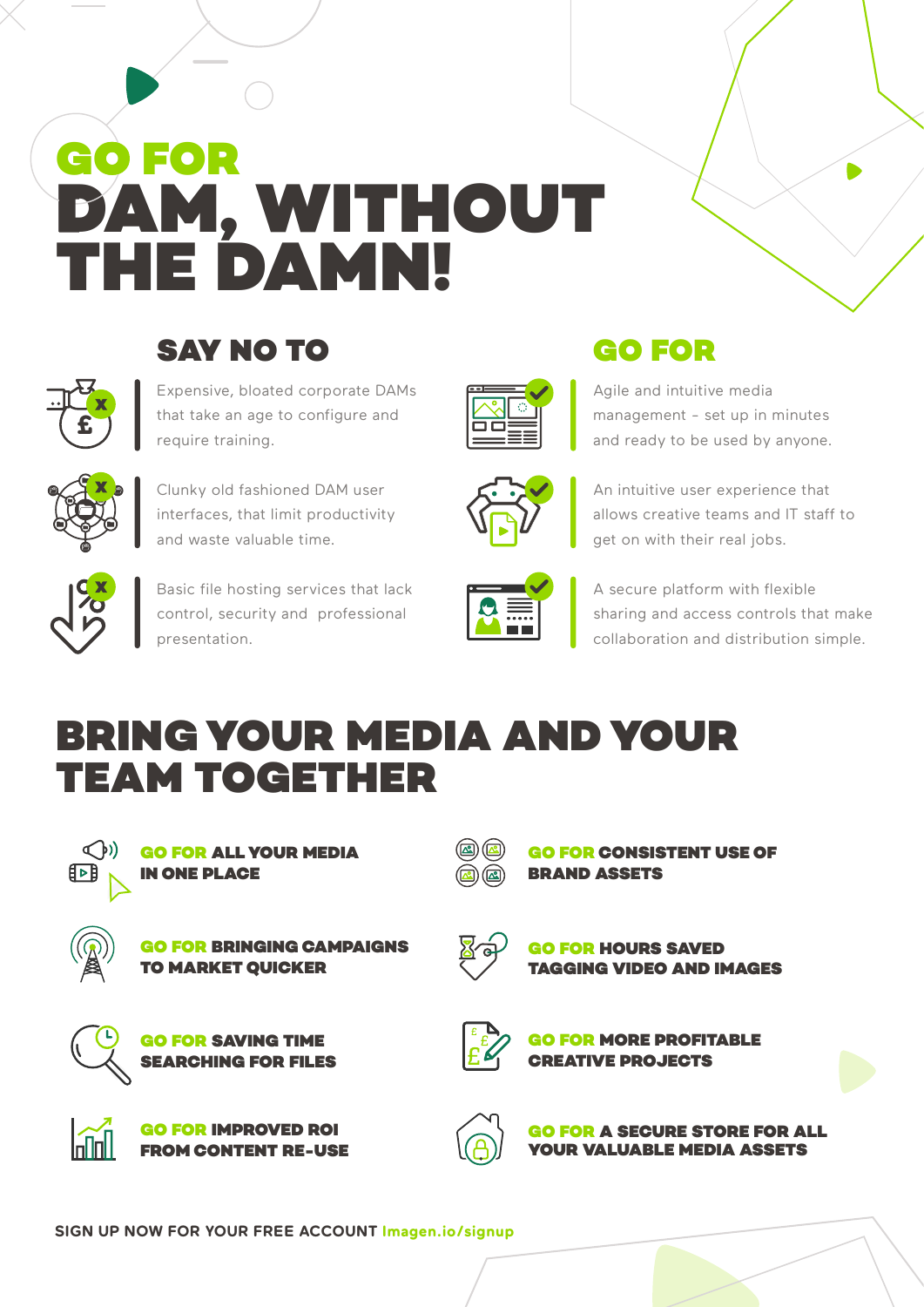# GO FOR DAM, WITHOUT THE DAMN!

## SAY NO TO

- Expensive, bloated corporate DAMs that take an age to configure and require training.
- Clunky old fashioned DAM user interfaces, that limit productivity and waste valuable time.
- Basic file hosting services that lack control, security and professional presentation.

## GO FOR

- Agile and intuitive media management - set up in minutes and ready to be used by anyone.
- An intuitive user experience that allows creative teams and IT staff to get on with their real jobs.
- A secure platform with flexible sharing and access controls that make collaboration and distribution simple.

# BRING YOUR MEDIA AND YOUR TEAM TOGETHER

- **GO FOR ALL YOUR MEDIA IN ONE PLACE**
- **GO FOR CONSISTENT USE OF BRAND ASSETS**
- **GO FOR BRINGING CAMPAIGNS TO MARKET QUICKER**
- **GO FOR HOURS SAVED TAGGING VIDEO AND IMAGES**
- **GO FOR SAVING TIME SEARCHING FOR FILES**
- **GO FOR MORE PROFITABLE CREATIVE PROJECTS**
- **GO FOR IMPROVED ROI FROM CONTENT RE-USE**
- **GO FOR A SECURE STORE FOR ALL YOUR VALUABLE MEDIA ASSETS**

**SIGN UP NOW FOR YOUR FREE ACCOUNT** Imagen.io/signup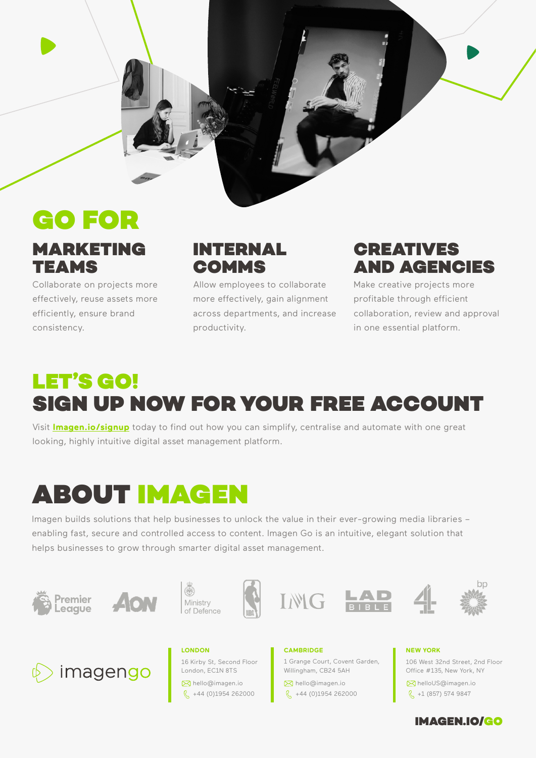# GO FOR

### MARKETING TEAMS

Collaborate on projects more effectively, reuse assets more efficiently, ensure brand consistency.

### INTERNAL COMMS

Allow employees to collaborate more effectively, gain alignment across departments, and increase productivity.

### CREATIVES AND AGENCIES

Make creative projects more profitable through efficient collaboration, review and approval in one essential platform.

## LET'S GO!
## SIGN UP NOW FOR YOUR FREE ACCOUNT

Visit **Imagen.io/signup** today to find out how you can simplify, centralise and automate with one great looking, highly intuitive digital asset management platform.

# ABOUT IMAGEN

Imagen builds solutions that help businesses to unlock the value in their ever-growing media libraries – enabling fast, secure and controlled access to content. Imagen Go is an intuitive, elegant solution that helps businesses to grow through smarter digital asset management.

Premier League · AON · Ministry of Defence · NBA · IMG · LAD BIBLE · 4 · bp

imagengo

**LONDON**
16 Kirby St, Second Floor
London, EC1N 8TS
hello@imagen.io
+44 (0)1954 262000

**CAMBRIDGE**
1 Grange Court, Covent Garden,
Willingham, CB24 5AH
hello@imagen.io
+44 (0)1954 262000

**NEW YORK**
106 West 32nd Street, 2nd Floor
Office #135, New York, NY
helloUS@imagen.io
+1 (857) 574 9847

**IMAGEN.IO/GO**